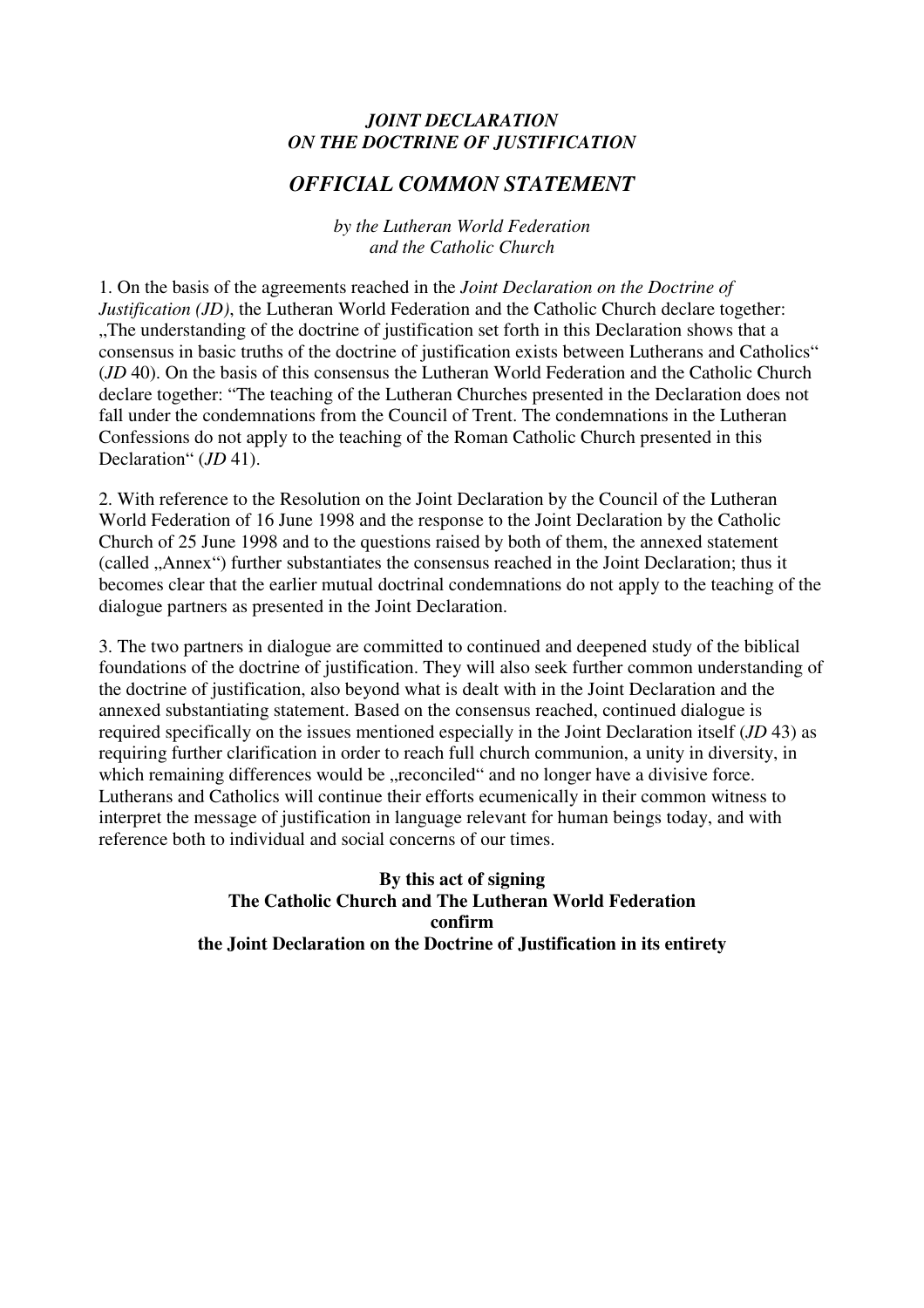***JOINT DECLARATION***
***ON THE DOCTRINE OF JUSTIFICATION***

## *OFFICIAL COMMON STATEMENT*

*by the Lutheran World Federation*
*and the Catholic Church*

1. On the basis of the agreements reached in the *Joint Declaration on the Doctrine of Justification (JD)*, the Lutheran World Federation and the Catholic Church declare together: „The understanding of the doctrine of justification set forth in this Declaration shows that a consensus in basic truths of the doctrine of justification exists between Lutherans and Catholics" (*JD* 40). On the basis of this consensus the Lutheran World Federation and the Catholic Church declare together: "The teaching of the Lutheran Churches presented in the Declaration does not fall under the condemnations from the Council of Trent. The condemnations in the Lutheran Confessions do not apply to the teaching of the Roman Catholic Church presented in this Declaration" (*JD* 41).

2. With reference to the Resolution on the Joint Declaration by the Council of the Lutheran World Federation of 16 June 1998 and the response to the Joint Declaration by the Catholic Church of 25 June 1998 and to the questions raised by both of them, the annexed statement (called „Annex") further substantiates the consensus reached in the Joint Declaration; thus it becomes clear that the earlier mutual doctrinal condemnations do not apply to the teaching of the dialogue partners as presented in the Joint Declaration.

3. The two partners in dialogue are committed to continued and deepened study of the biblical foundations of the doctrine of justification. They will also seek further common understanding of the doctrine of justification, also beyond what is dealt with in the Joint Declaration and the annexed substantiating statement. Based on the consensus reached, continued dialogue is required specifically on the issues mentioned especially in the Joint Declaration itself (*JD* 43) as requiring further clarification in order to reach full church communion, a unity in diversity, in which remaining differences would be „reconciled" and no longer have a divisive force. Lutherans and Catholics will continue their efforts ecumenically in their common witness to interpret the message of justification in language relevant for human beings today, and with reference both to individual and social concerns of our times.

**By this act of signing**
**The Catholic Church and The Lutheran World Federation**
**confirm**
**the Joint Declaration on the Doctrine of Justification in its entirety**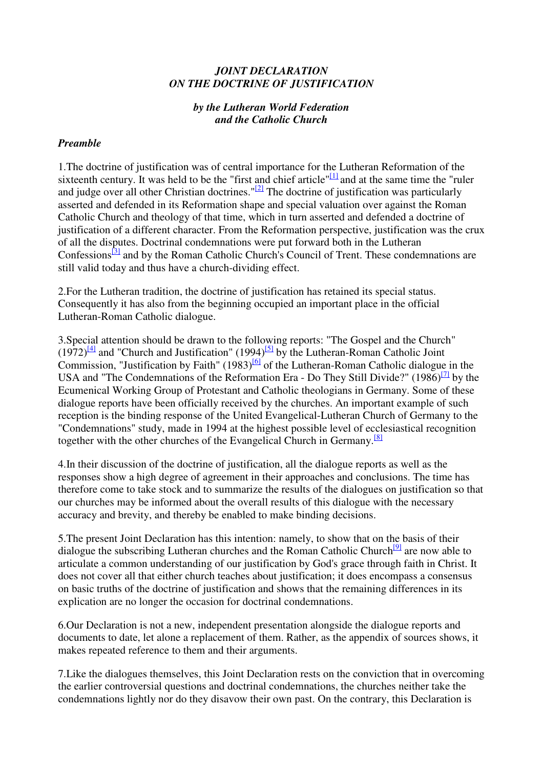*JOINT DECLARATION*
*ON THE DOCTRINE OF JUSTIFICATION*

***by the Lutheran World Federation and the Catholic Church***

***Preamble***

1.The doctrine of justification was of central importance for the Lutheran Reformation of the sixteenth century. It was held to be the "first and chief article"[1] and at the same time the "ruler and judge over all other Christian doctrines."[2] The doctrine of justification was particularly asserted and defended in its Reformation shape and special valuation over against the Roman Catholic Church and theology of that time, which in turn asserted and defended a doctrine of justification of a different character. From the Reformation perspective, justification was the crux of all the disputes. Doctrinal condemnations were put forward both in the Lutheran Confessions[3] and by the Roman Catholic Church's Council of Trent. These condemnations are still valid today and thus have a church-dividing effect.

2.For the Lutheran tradition, the doctrine of justification has retained its special status. Consequently it has also from the beginning occupied an important place in the official Lutheran-Roman Catholic dialogue.

3.Special attention should be drawn to the following reports: "The Gospel and the Church" (1972)[4] and "Church and Justification" (1994)[5] by the Lutheran-Roman Catholic Joint Commission, "Justification by Faith" (1983)[6] of the Lutheran-Roman Catholic dialogue in the USA and "The Condemnations of the Reformation Era - Do They Still Divide?" (1986)[7] by the Ecumenical Working Group of Protestant and Catholic theologians in Germany. Some of these dialogue reports have been officially received by the churches. An important example of such reception is the binding response of the United Evangelical-Lutheran Church of Germany to the "Condemnations" study, made in 1994 at the highest possible level of ecclesiastical recognition together with the other churches of the Evangelical Church in Germany.[8]

4.In their discussion of the doctrine of justification, all the dialogue reports as well as the responses show a high degree of agreement in their approaches and conclusions. The time has therefore come to take stock and to summarize the results of the dialogues on justification so that our churches may be informed about the overall results of this dialogue with the necessary accuracy and brevity, and thereby be enabled to make binding decisions.

5.The present Joint Declaration has this intention: namely, to show that on the basis of their dialogue the subscribing Lutheran churches and the Roman Catholic Church[9] are now able to articulate a common understanding of our justification by God's grace through faith in Christ. It does not cover all that either church teaches about justification; it does encompass a consensus on basic truths of the doctrine of justification and shows that the remaining differences in its explication are no longer the occasion for doctrinal condemnations.

6.Our Declaration is not a new, independent presentation alongside the dialogue reports and documents to date, let alone a replacement of them. Rather, as the appendix of sources shows, it makes repeated reference to them and their arguments.

7.Like the dialogues themselves, this Joint Declaration rests on the conviction that in overcoming the earlier controversial questions and doctrinal condemnations, the churches neither take the condemnations lightly nor do they disavow their own past. On the contrary, this Declaration is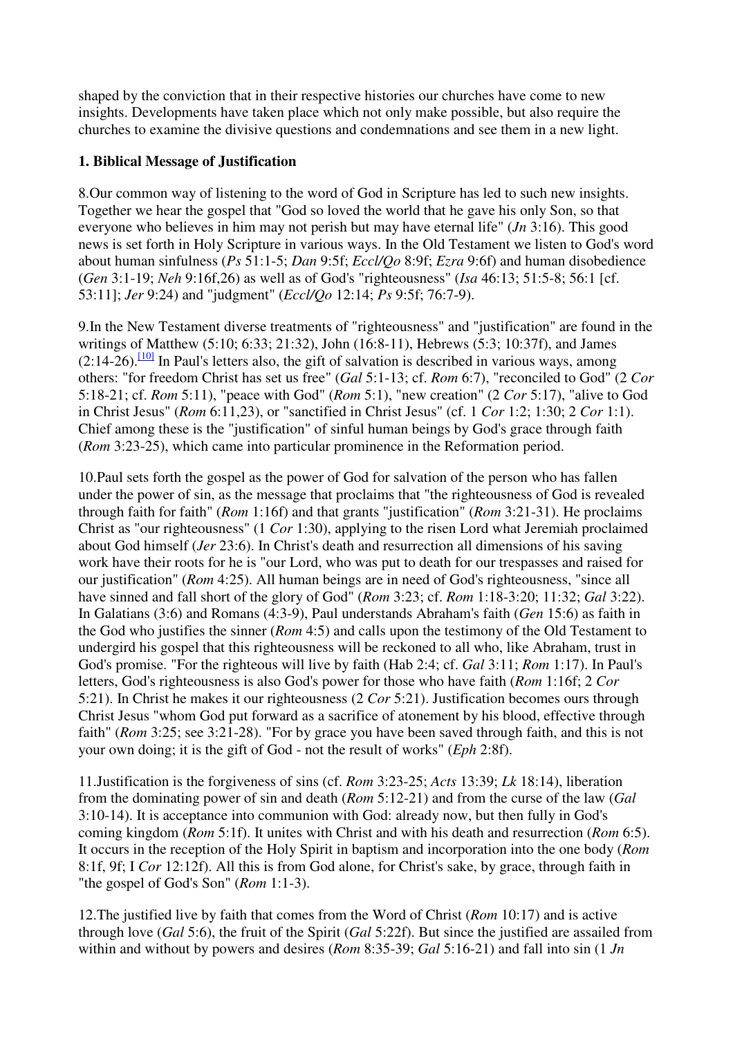shaped by the conviction that in their respective histories our churches have come to new insights. Developments have taken place which not only make possible, but also require the churches to examine the divisive questions and condemnations and see them in a new light.

**1. Biblical Message of Justification**

8.Our common way of listening to the word of God in Scripture has led to such new insights. Together we hear the gospel that "God so loved the world that he gave his only Son, so that everyone who believes in him may not perish but may have eternal life" (*Jn* 3:16). This good news is set forth in Holy Scripture in various ways. In the Old Testament we listen to God's word about human sinfulness (*Ps* 51:1-5; *Dan* 9:5f; *Eccl/Qo* 8:9f; *Ezra* 9:6f) and human disobedience (*Gen* 3:1-19; *Neh* 9:16f,26) as well as of God's "righteousness" (*Isa* 46:13; 51:5-8; 56:1 [cf. 53:11]; *Jer* 9:24) and "judgment" (*Eccl/Qo* 12:14; *Ps* 9:5f; 76:7-9).

9.In the New Testament diverse treatments of "righteousness" and "justification" are found in the writings of Matthew (5:10; 6:33; 21:32), John (16:8-11), Hebrews (5:3; 10:37f), and James (2:14-26).[10] In Paul's letters also, the gift of salvation is described in various ways, among others: "for freedom Christ has set us free" (*Gal* 5:1-13; cf. *Rom* 6:7), "reconciled to God" (2 *Cor* 5:18-21; cf. *Rom* 5:11), "peace with God" (*Rom* 5:1), "new creation" (2 *Cor* 5:17), "alive to God in Christ Jesus" (*Rom* 6:11,23), or "sanctified in Christ Jesus" (cf. 1 *Cor* 1:2; 1:30; 2 *Cor* 1:1). Chief among these is the "justification" of sinful human beings by God's grace through faith (*Rom* 3:23-25), which came into particular prominence in the Reformation period.

10.Paul sets forth the gospel as the power of God for salvation of the person who has fallen under the power of sin, as the message that proclaims that "the righteousness of God is revealed through faith for faith" (*Rom* 1:16f) and that grants "justification" (*Rom* 3:21-31). He proclaims Christ as "our righteousness" (1 *Cor* 1:30), applying to the risen Lord what Jeremiah proclaimed about God himself (*Jer* 23:6). In Christ's death and resurrection all dimensions of his saving work have their roots for he is "our Lord, who was put to death for our trespasses and raised for our justification" (*Rom* 4:25). All human beings are in need of God's righteousness, "since all have sinned and fall short of the glory of God" (*Rom* 3:23; cf. *Rom* 1:18-3:20; 11:32; *Gal* 3:22). In Galatians (3:6) and Romans (4:3-9), Paul understands Abraham's faith (*Gen* 15:6) as faith in the God who justifies the sinner (*Rom* 4:5) and calls upon the testimony of the Old Testament to undergird his gospel that this righteousness will be reckoned to all who, like Abraham, trust in God's promise. "For the righteous will live by faith (Hab 2:4; cf. *Gal* 3:11; *Rom* 1:17). In Paul's letters, God's righteousness is also God's power for those who have faith (*Rom* 1:16f; 2 *Cor* 5:21). In Christ he makes it our righteousness (2 *Cor* 5:21). Justification becomes ours through Christ Jesus "whom God put forward as a sacrifice of atonement by his blood, effective through faith" (*Rom* 3:25; see 3:21-28). "For by grace you have been saved through faith, and this is not your own doing; it is the gift of God - not the result of works" (*Eph* 2:8f).

11.Justification is the forgiveness of sins (cf. *Rom* 3:23-25; *Acts* 13:39; *Lk* 18:14), liberation from the dominating power of sin and death (*Rom* 5:12-21) and from the curse of the law (*Gal* 3:10-14). It is acceptance into communion with God: already now, but then fully in God's coming kingdom (*Rom* 5:1f). It unites with Christ and with his death and resurrection (*Rom* 6:5). It occurs in the reception of the Holy Spirit in baptism and incorporation into the one body (*Rom* 8:1f, 9f; I *Cor* 12:12f). All this is from God alone, for Christ's sake, by grace, through faith in "the gospel of God's Son" (*Rom* 1:1-3).

12.The justified live by faith that comes from the Word of Christ (*Rom* 10:17) and is active through love (*Gal* 5:6), the fruit of the Spirit (*Gal* 5:22f). But since the justified are assailed from within and without by powers and desires (*Rom* 8:35-39; *Gal* 5:16-21) and fall into sin (1 *Jn*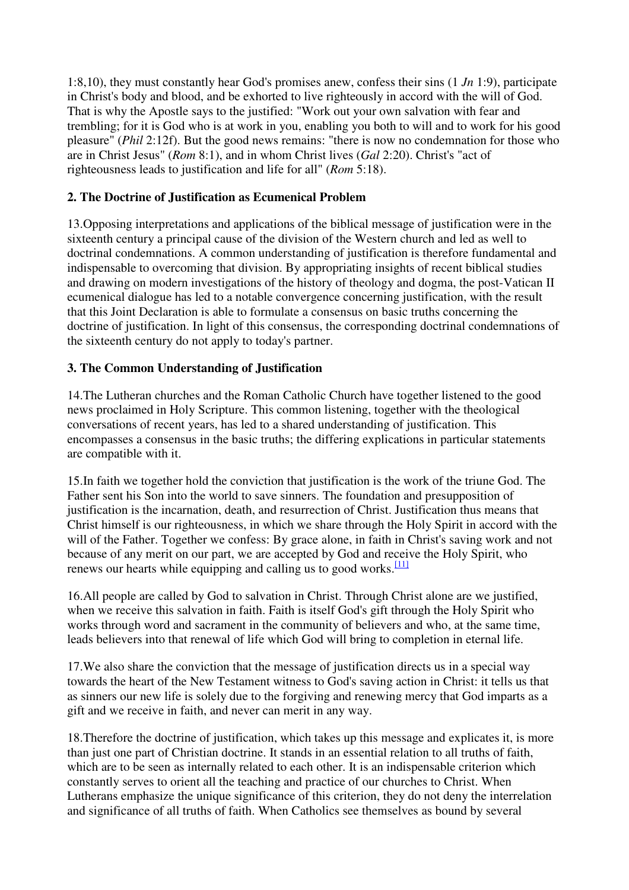1:8,10), they must constantly hear God's promises anew, confess their sins (1 *Jn* 1:9), participate in Christ's body and blood, and be exhorted to live righteously in accord with the will of God. That is why the Apostle says to the justified: "Work out your own salvation with fear and trembling; for it is God who is at work in you, enabling you both to will and to work for his good pleasure" (*Phil* 2:12f). But the good news remains: "there is now no condemnation for those who are in Christ Jesus" (*Rom* 8:1), and in whom Christ lives (*Gal* 2:20). Christ's "act of righteousness leads to justification and life for all" (*Rom* 5:18).

### 2. The Doctrine of Justification as Ecumenical Problem

13.Opposing interpretations and applications of the biblical message of justification were in the sixteenth century a principal cause of the division of the Western church and led as well to doctrinal condemnations. A common understanding of justification is therefore fundamental and indispensable to overcoming that division. By appropriating insights of recent biblical studies and drawing on modern investigations of the history of theology and dogma, the post-Vatican II ecumenical dialogue has led to a notable convergence concerning justification, with the result that this Joint Declaration is able to formulate a consensus on basic truths concerning the doctrine of justification. In light of this consensus, the corresponding doctrinal condemnations of the sixteenth century do not apply to today's partner.

### 3. The Common Understanding of Justification

14.The Lutheran churches and the Roman Catholic Church have together listened to the good news proclaimed in Holy Scripture. This common listening, together with the theological conversations of recent years, has led to a shared understanding of justification. This encompasses a consensus in the basic truths; the differing explications in particular statements are compatible with it.

15.In faith we together hold the conviction that justification is the work of the triune God. The Father sent his Son into the world to save sinners. The foundation and presupposition of justification is the incarnation, death, and resurrection of Christ. Justification thus means that Christ himself is our righteousness, in which we share through the Holy Spirit in accord with the will of the Father. Together we confess: By grace alone, in faith in Christ's saving work and not because of any merit on our part, we are accepted by God and receive the Holy Spirit, who renews our hearts while equipping and calling us to good works.[11]

16.All people are called by God to salvation in Christ. Through Christ alone are we justified, when we receive this salvation in faith. Faith is itself God's gift through the Holy Spirit who works through word and sacrament in the community of believers and who, at the same time, leads believers into that renewal of life which God will bring to completion in eternal life.

17.We also share the conviction that the message of justification directs us in a special way towards the heart of the New Testament witness to God's saving action in Christ: it tells us that as sinners our new life is solely due to the forgiving and renewing mercy that God imparts as a gift and we receive in faith, and never can merit in any way.

18.Therefore the doctrine of justification, which takes up this message and explicates it, is more than just one part of Christian doctrine. It stands in an essential relation to all truths of faith, which are to be seen as internally related to each other. It is an indispensable criterion which constantly serves to orient all the teaching and practice of our churches to Christ. When Lutherans emphasize the unique significance of this criterion, they do not deny the interrelation and significance of all truths of faith. When Catholics see themselves as bound by several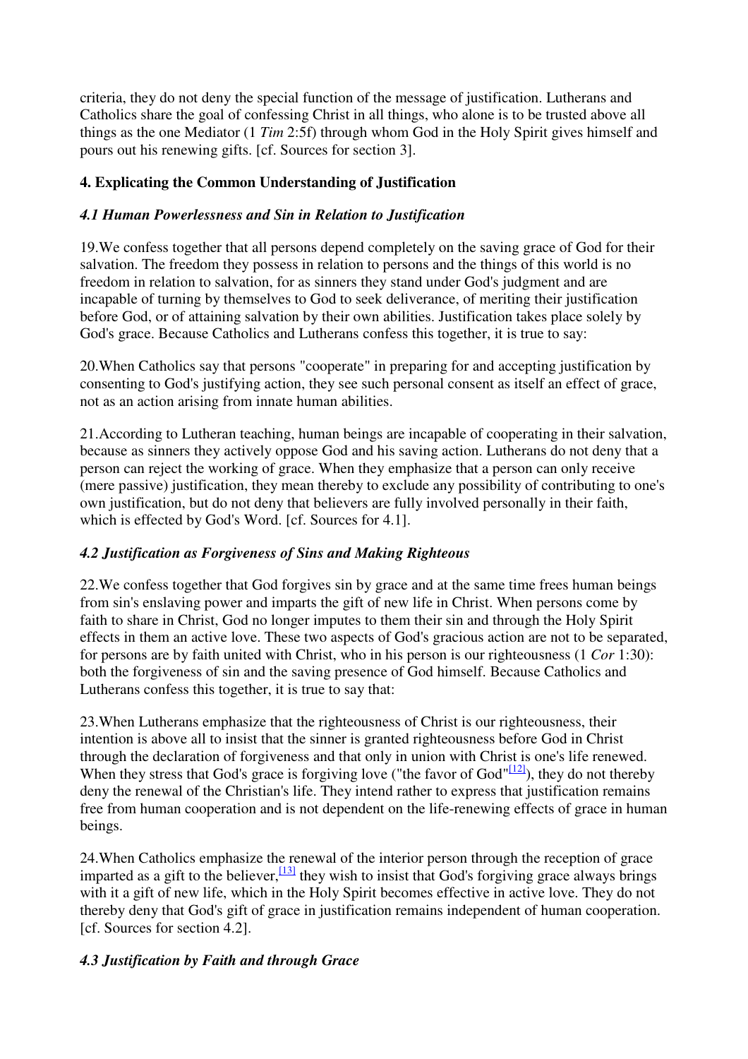criteria, they do not deny the special function of the message of justification. Lutherans and Catholics share the goal of confessing Christ in all things, who alone is to be trusted above all things as the one Mediator (1 *Tim* 2:5f) through whom God in the Holy Spirit gives himself and pours out his renewing gifts. [cf. Sources for section 3].

## 4. Explicating the Common Understanding of Justification

### *4.1 Human Powerlessness and Sin in Relation to Justification*

19.We confess together that all persons depend completely on the saving grace of God for their salvation. The freedom they possess in relation to persons and the things of this world is no freedom in relation to salvation, for as sinners they stand under God's judgment and are incapable of turning by themselves to God to seek deliverance, of meriting their justification before God, or of attaining salvation by their own abilities. Justification takes place solely by God's grace. Because Catholics and Lutherans confess this together, it is true to say:

20.When Catholics say that persons "cooperate" in preparing for and accepting justification by consenting to God's justifying action, they see such personal consent as itself an effect of grace, not as an action arising from innate human abilities.

21.According to Lutheran teaching, human beings are incapable of cooperating in their salvation, because as sinners they actively oppose God and his saving action. Lutherans do not deny that a person can reject the working of grace. When they emphasize that a person can only receive (mere passive) justification, they mean thereby to exclude any possibility of contributing to one's own justification, but do not deny that believers are fully involved personally in their faith, which is effected by God's Word. [cf. Sources for 4.1].

### *4.2 Justification as Forgiveness of Sins and Making Righteous*

22.We confess together that God forgives sin by grace and at the same time frees human beings from sin's enslaving power and imparts the gift of new life in Christ. When persons come by faith to share in Christ, God no longer imputes to them their sin and through the Holy Spirit effects in them an active love. These two aspects of God's gracious action are not to be separated, for persons are by faith united with Christ, who in his person is our righteousness (1 *Cor* 1:30): both the forgiveness of sin and the saving presence of God himself. Because Catholics and Lutherans confess this together, it is true to say that:

23.When Lutherans emphasize that the righteousness of Christ is our righteousness, their intention is above all to insist that the sinner is granted righteousness before God in Christ through the declaration of forgiveness and that only in union with Christ is one's life renewed. When they stress that God's grace is forgiving love ("the favor of God"[12]), they do not thereby deny the renewal of the Christian's life. They intend rather to express that justification remains free from human cooperation and is not dependent on the life-renewing effects of grace in human beings.

24.When Catholics emphasize the renewal of the interior person through the reception of grace imparted as a gift to the believer,[13] they wish to insist that God's forgiving grace always brings with it a gift of new life, which in the Holy Spirit becomes effective in active love. They do not thereby deny that God's gift of grace in justification remains independent of human cooperation. [cf. Sources for section 4.2].

### *4.3 Justification by Faith and through Grace*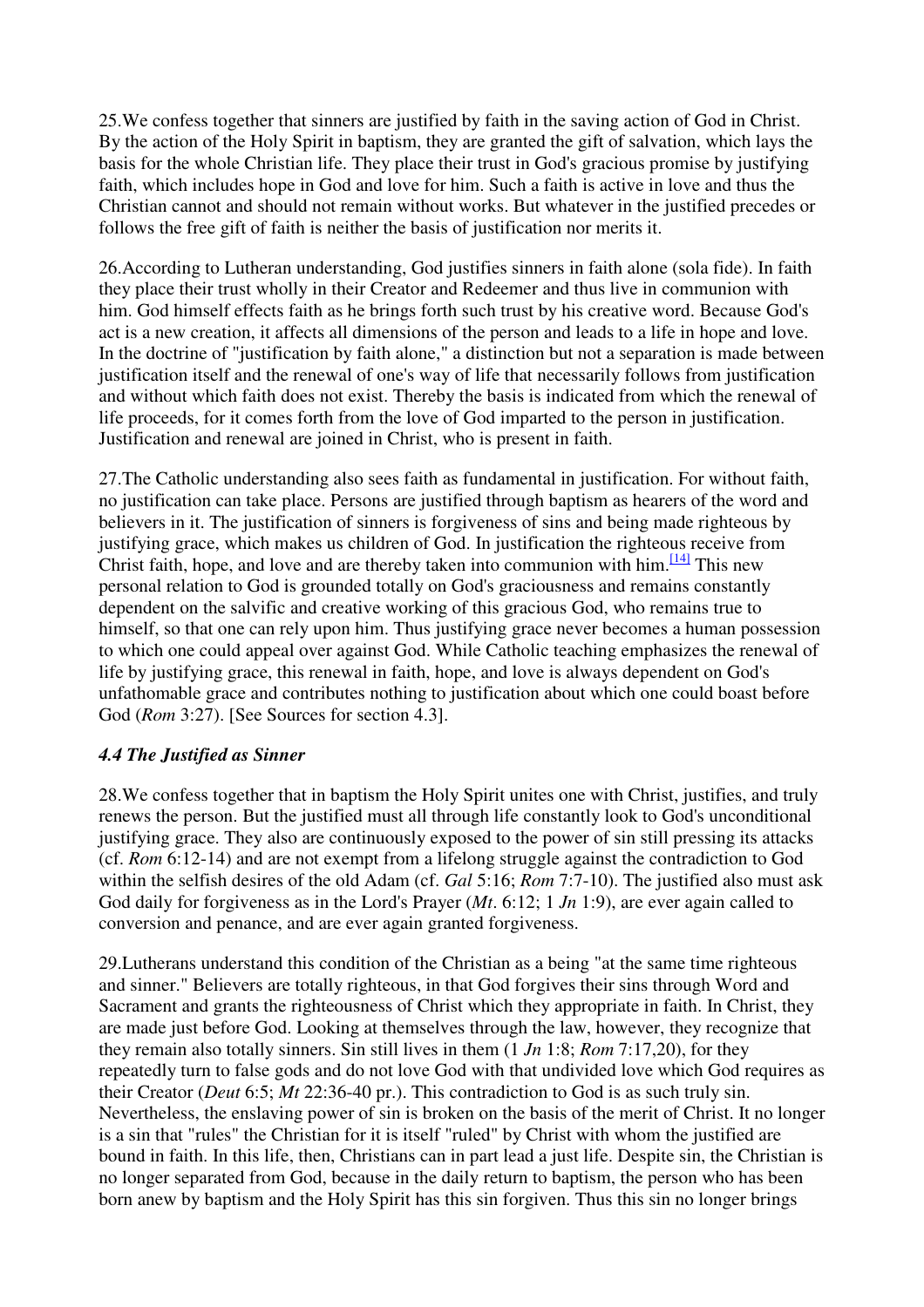25.We confess together that sinners are justified by faith in the saving action of God in Christ. By the action of the Holy Spirit in baptism, they are granted the gift of salvation, which lays the basis for the whole Christian life. They place their trust in God's gracious promise by justifying faith, which includes hope in God and love for him. Such a faith is active in love and thus the Christian cannot and should not remain without works. But whatever in the justified precedes or follows the free gift of faith is neither the basis of justification nor merits it.

26.According to Lutheran understanding, God justifies sinners in faith alone (sola fide). In faith they place their trust wholly in their Creator and Redeemer and thus live in communion with him. God himself effects faith as he brings forth such trust by his creative word. Because God's act is a new creation, it affects all dimensions of the person and leads to a life in hope and love. In the doctrine of "justification by faith alone," a distinction but not a separation is made between justification itself and the renewal of one's way of life that necessarily follows from justification and without which faith does not exist. Thereby the basis is indicated from which the renewal of life proceeds, for it comes forth from the love of God imparted to the person in justification. Justification and renewal are joined in Christ, who is present in faith.

27.The Catholic understanding also sees faith as fundamental in justification. For without faith, no justification can take place. Persons are justified through baptism as hearers of the word and believers in it. The justification of sinners is forgiveness of sins and being made righteous by justifying grace, which makes us children of God. In justification the righteous receive from Christ faith, hope, and love and are thereby taken into communion with him.[14] This new personal relation to God is grounded totally on God's graciousness and remains constantly dependent on the salvific and creative working of this gracious God, who remains true to himself, so that one can rely upon him. Thus justifying grace never becomes a human possession to which one could appeal over against God. While Catholic teaching emphasizes the renewal of life by justifying grace, this renewal in faith, hope, and love is always dependent on God's unfathomable grace and contributes nothing to justification about which one could boast before God (*Rom* 3:27). [See Sources for section 4.3].

### *4.4 The Justified as Sinner*

28.We confess together that in baptism the Holy Spirit unites one with Christ, justifies, and truly renews the person. But the justified must all through life constantly look to God's unconditional justifying grace. They also are continuously exposed to the power of sin still pressing its attacks (cf. *Rom* 6:12-14) and are not exempt from a lifelong struggle against the contradiction to God within the selfish desires of the old Adam (cf. *Gal* 5:16; *Rom* 7:7-10). The justified also must ask God daily for forgiveness as in the Lord's Prayer (*Mt*. 6:12; 1 *Jn* 1:9), are ever again called to conversion and penance, and are ever again granted forgiveness.

29.Lutherans understand this condition of the Christian as a being "at the same time righteous and sinner." Believers are totally righteous, in that God forgives their sins through Word and Sacrament and grants the righteousness of Christ which they appropriate in faith. In Christ, they are made just before God. Looking at themselves through the law, however, they recognize that they remain also totally sinners. Sin still lives in them (1 *Jn* 1:8; *Rom* 7:17,20), for they repeatedly turn to false gods and do not love God with that undivided love which God requires as their Creator (*Deut* 6:5; *Mt* 22:36-40 pr.). This contradiction to God is as such truly sin. Nevertheless, the enslaving power of sin is broken on the basis of the merit of Christ. It no longer is a sin that "rules" the Christian for it is itself "ruled" by Christ with whom the justified are bound in faith. In this life, then, Christians can in part lead a just life. Despite sin, the Christian is no longer separated from God, because in the daily return to baptism, the person who has been born anew by baptism and the Holy Spirit has this sin forgiven. Thus this sin no longer brings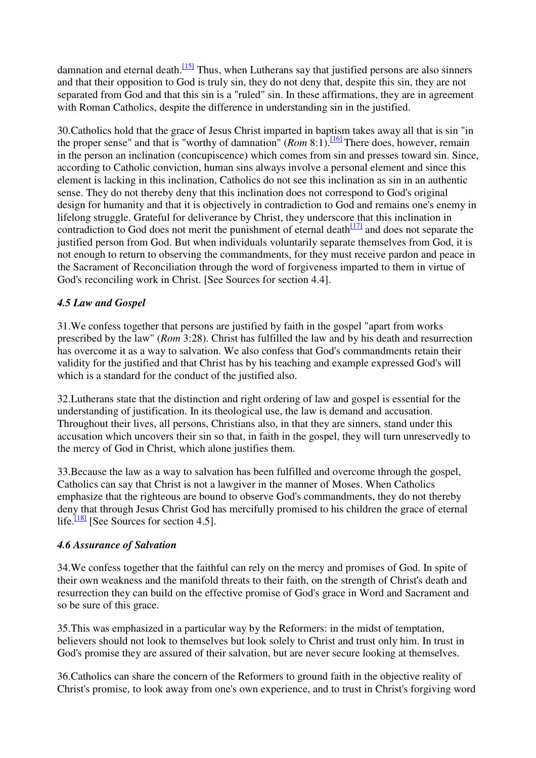damnation and eternal death.[15] Thus, when Lutherans say that justified persons are also sinners and that their opposition to God is truly sin, they do not deny that, despite this sin, they are not separated from God and that this sin is a "ruled" sin. In these affirmations, they are in agreement with Roman Catholics, despite the difference in understanding sin in the justified.

30.Catholics hold that the grace of Jesus Christ imparted in baptism takes away all that is sin "in the proper sense" and that is "worthy of damnation" (*Rom* 8:1).[16] There does, however, remain in the person an inclination (concupiscence) which comes from sin and presses toward sin. Since, according to Catholic conviction, human sins always involve a personal element and since this element is lacking in this inclination, Catholics do not see this inclination as sin in an authentic sense. They do not thereby deny that this inclination does not correspond to God's original design for humanity and that it is objectively in contradiction to God and remains one's enemy in lifelong struggle. Grateful for deliverance by Christ, they underscore that this inclination in contradiction to God does not merit the punishment of eternal death[17] and does not separate the justified person from God. But when individuals voluntarily separate themselves from God, it is not enough to return to observing the commandments, for they must receive pardon and peace in the Sacrament of Reconciliation through the word of forgiveness imparted to them in virtue of God's reconciling work in Christ. [See Sources for section 4.4].

### *4.5 Law and Gospel*

31.We confess together that persons are justified by faith in the gospel "apart from works prescribed by the law" (*Rom* 3:28). Christ has fulfilled the law and by his death and resurrection has overcome it as a way to salvation. We also confess that God's commandments retain their validity for the justified and that Christ has by his teaching and example expressed God's will which is a standard for the conduct of the justified also.

32.Lutherans state that the distinction and right ordering of law and gospel is essential for the understanding of justification. In its theological use, the law is demand and accusation. Throughout their lives, all persons, Christians also, in that they are sinners, stand under this accusation which uncovers their sin so that, in faith in the gospel, they will turn unreservedly to the mercy of God in Christ, which alone justifies them.

33.Because the law as a way to salvation has been fulfilled and overcome through the gospel, Catholics can say that Christ is not a lawgiver in the manner of Moses. When Catholics emphasize that the righteous are bound to observe God's commandments, they do not thereby deny that through Jesus Christ God has mercifully promised to his children the grace of eternal life.[18] [See Sources for section 4.5].

### *4.6 Assurance of Salvation*

34.We confess together that the faithful can rely on the mercy and promises of God. In spite of their own weakness and the manifold threats to their faith, on the strength of Christ's death and resurrection they can build on the effective promise of God's grace in Word and Sacrament and so be sure of this grace.

35.This was emphasized in a particular way by the Reformers: in the midst of temptation, believers should not look to themselves but look solely to Christ and trust only him. In trust in God's promise they are assured of their salvation, but are never secure looking at themselves.

36.Catholics can share the concern of the Reformers to ground faith in the objective reality of Christ's promise, to look away from one's own experience, and to trust in Christ's forgiving word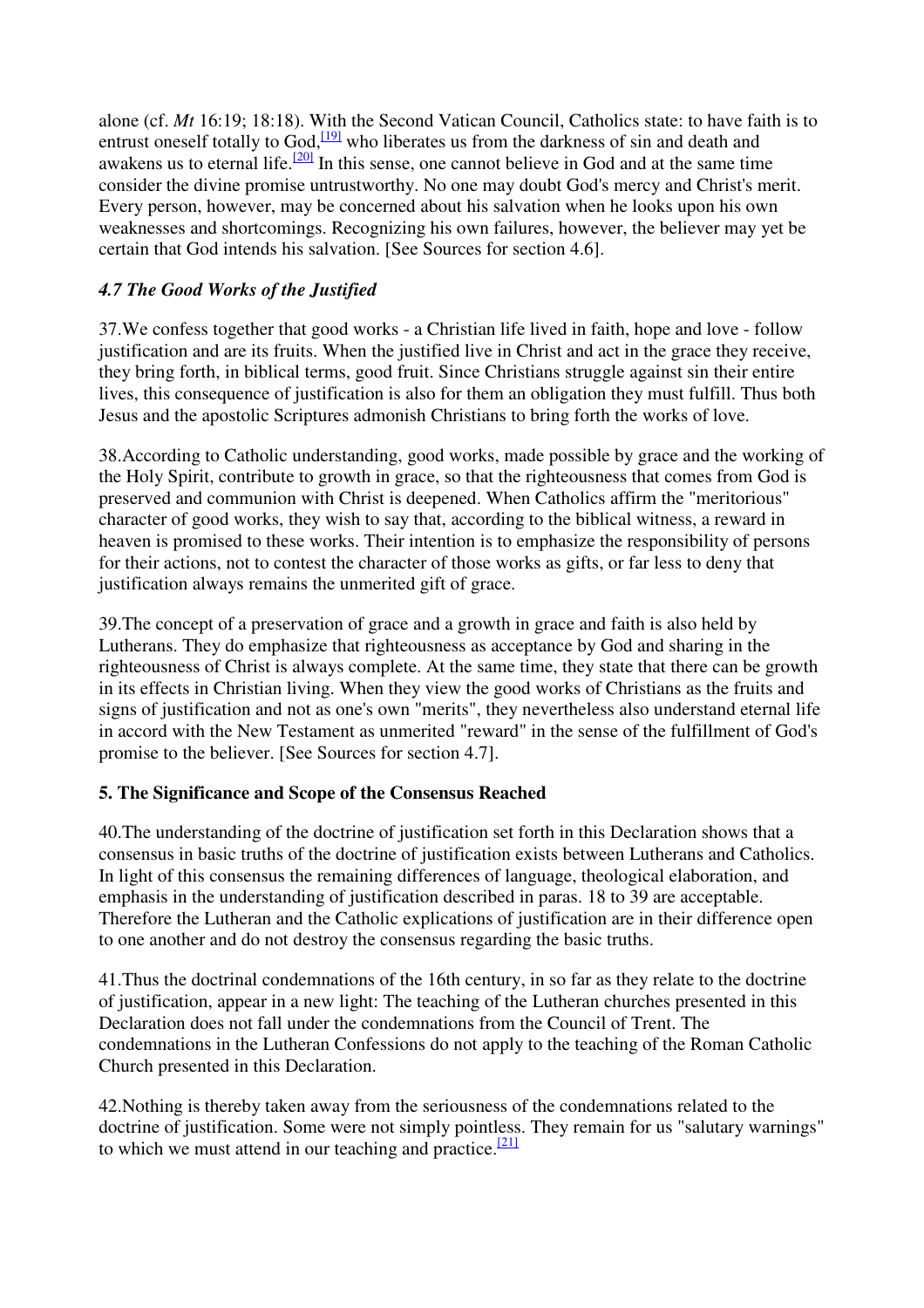alone (cf. *Mt* 16:19; 18:18). With the Second Vatican Council, Catholics state: to have faith is to entrust oneself totally to God,[19] who liberates us from the darkness of sin and death and awakens us to eternal life.[20] In this sense, one cannot believe in God and at the same time consider the divine promise untrustworthy. No one may doubt God's mercy and Christ's merit. Every person, however, may be concerned about his salvation when he looks upon his own weaknesses and shortcomings. Recognizing his own failures, however, the believer may yet be certain that God intends his salvation. [See Sources for section 4.6].

### *4.7 The Good Works of the Justified*

37.We confess together that good works - a Christian life lived in faith, hope and love - follow justification and are its fruits. When the justified live in Christ and act in the grace they receive, they bring forth, in biblical terms, good fruit. Since Christians struggle against sin their entire lives, this consequence of justification is also for them an obligation they must fulfill. Thus both Jesus and the apostolic Scriptures admonish Christians to bring forth the works of love.

38.According to Catholic understanding, good works, made possible by grace and the working of the Holy Spirit, contribute to growth in grace, so that the righteousness that comes from God is preserved and communion with Christ is deepened. When Catholics affirm the "meritorious" character of good works, they wish to say that, according to the biblical witness, a reward in heaven is promised to these works. Their intention is to emphasize the responsibility of persons for their actions, not to contest the character of those works as gifts, or far less to deny that justification always remains the unmerited gift of grace.

39.The concept of a preservation of grace and a growth in grace and faith is also held by Lutherans. They do emphasize that righteousness as acceptance by God and sharing in the righteousness of Christ is always complete. At the same time, they state that there can be growth in its effects in Christian living. When they view the good works of Christians as the fruits and signs of justification and not as one's own "merits", they nevertheless also understand eternal life in accord with the New Testament as unmerited "reward" in the sense of the fulfillment of God's promise to the believer. [See Sources for section 4.7].

## 5. The Significance and Scope of the Consensus Reached

40.The understanding of the doctrine of justification set forth in this Declaration shows that a consensus in basic truths of the doctrine of justification exists between Lutherans and Catholics. In light of this consensus the remaining differences of language, theological elaboration, and emphasis in the understanding of justification described in paras. 18 to 39 are acceptable. Therefore the Lutheran and the Catholic explications of justification are in their difference open to one another and do not destroy the consensus regarding the basic truths.

41.Thus the doctrinal condemnations of the 16th century, in so far as they relate to the doctrine of justification, appear in a new light: The teaching of the Lutheran churches presented in this Declaration does not fall under the condemnations from the Council of Trent. The condemnations in the Lutheran Confessions do not apply to the teaching of the Roman Catholic Church presented in this Declaration.

42.Nothing is thereby taken away from the seriousness of the condemnations related to the doctrine of justification. Some were not simply pointless. They remain for us "salutary warnings" to which we must attend in our teaching and practice.[21]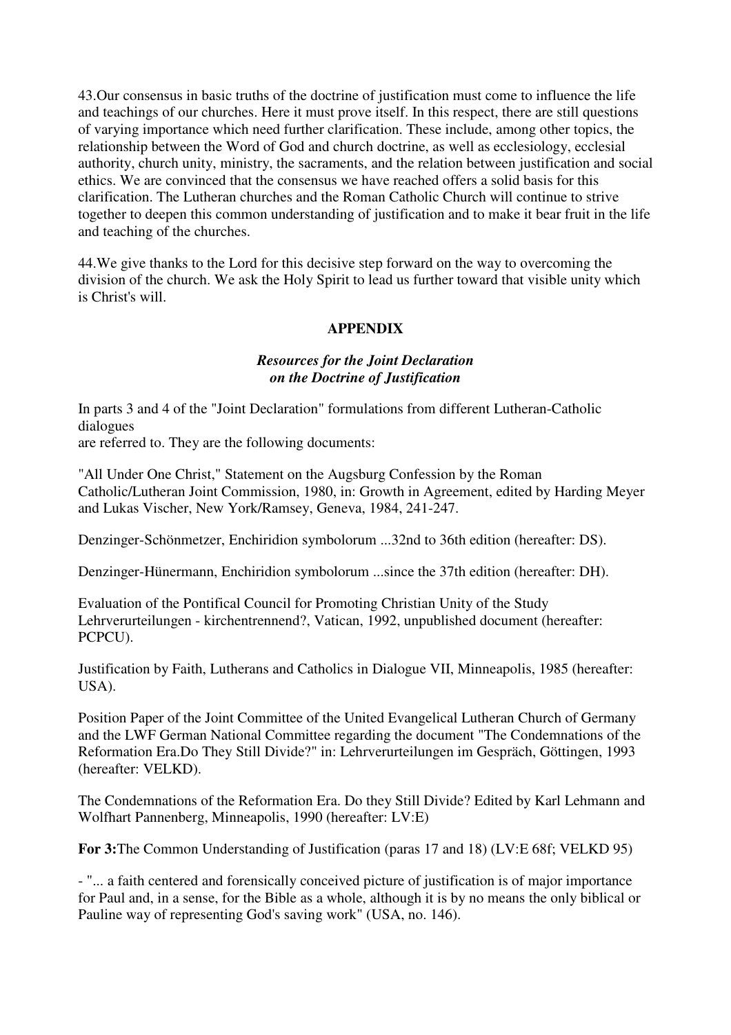43.Our consensus in basic truths of the doctrine of justification must come to influence the life and teachings of our churches. Here it must prove itself. In this respect, there are still questions of varying importance which need further clarification. These include, among other topics, the relationship between the Word of God and church doctrine, as well as ecclesiology, ecclesial authority, church unity, ministry, the sacraments, and the relation between justification and social ethics. We are convinced that the consensus we have reached offers a solid basis for this clarification. The Lutheran churches and the Roman Catholic Church will continue to strive together to deepen this common understanding of justification and to make it bear fruit in the life and teaching of the churches.

44.We give thanks to the Lord for this decisive step forward on the way to overcoming the division of the church. We ask the Holy Spirit to lead us further toward that visible unity which is Christ's will.

## APPENDIX

### *Resources for the Joint Declaration on the Doctrine of Justification*

In parts 3 and 4 of the "Joint Declaration" formulations from different Lutheran-Catholic dialogues
are referred to. They are the following documents:

"All Under One Christ," Statement on the Augsburg Confession by the Roman Catholic/Lutheran Joint Commission, 1980, in: Growth in Agreement, edited by Harding Meyer and Lukas Vischer, New York/Ramsey, Geneva, 1984, 241-247.

Denzinger-Schönmetzer, Enchiridion symbolorum ...32nd to 36th edition (hereafter: DS).

Denzinger-Hünermann, Enchiridion symbolorum ...since the 37th edition (hereafter: DH).

Evaluation of the Pontifical Council for Promoting Christian Unity of the Study Lehrverurteilungen - kirchentrennend?, Vatican, 1992, unpublished document (hereafter: PCPCU).

Justification by Faith, Lutherans and Catholics in Dialogue VII, Minneapolis, 1985 (hereafter: USA).

Position Paper of the Joint Committee of the United Evangelical Lutheran Church of Germany and the LWF German National Committee regarding the document "The Condemnations of the Reformation Era.Do They Still Divide?" in: Lehrverurteilungen im Gespräch, Göttingen, 1993 (hereafter: VELKD).

The Condemnations of the Reformation Era. Do they Still Divide? Edited by Karl Lehmann and Wolfhart Pannenberg, Minneapolis, 1990 (hereafter: LV:E)

**For 3:**The Common Understanding of Justification (paras 17 and 18) (LV:E 68f; VELKD 95)

- "... a faith centered and forensically conceived picture of justification is of major importance for Paul and, in a sense, for the Bible as a whole, although it is by no means the only biblical or Pauline way of representing God's saving work" (USA, no. 146).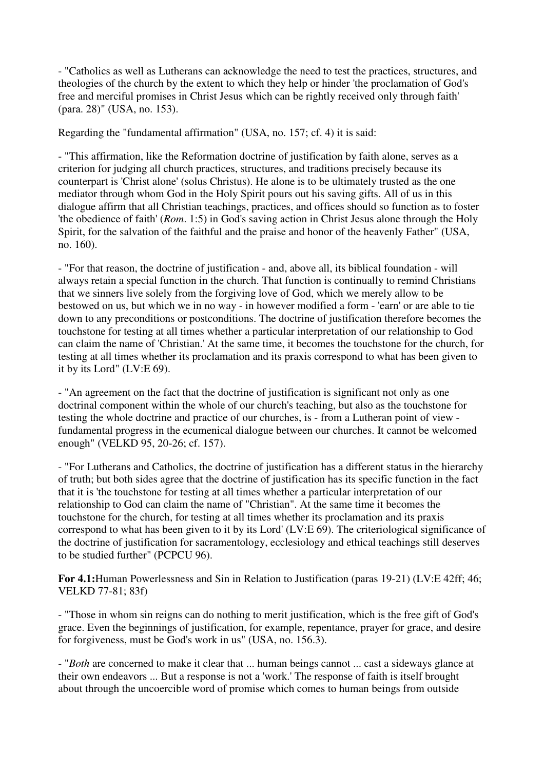- "Catholics as well as Lutherans can acknowledge the need to test the practices, structures, and theologies of the church by the extent to which they help or hinder 'the proclamation of God's free and merciful promises in Christ Jesus which can be rightly received only through faith' (para. 28)" (USA, no. 153).

Regarding the "fundamental affirmation" (USA, no. 157; cf. 4) it is said:

- "This affirmation, like the Reformation doctrine of justification by faith alone, serves as a criterion for judging all church practices, structures, and traditions precisely because its counterpart is 'Christ alone' (solus Christus). He alone is to be ultimately trusted as the one mediator through whom God in the Holy Spirit pours out his saving gifts. All of us in this dialogue affirm that all Christian teachings, practices, and offices should so function as to foster 'the obedience of faith' (*Rom*. 1:5) in God's saving action in Christ Jesus alone through the Holy Spirit, for the salvation of the faithful and the praise and honor of the heavenly Father" (USA, no. 160).

- "For that reason, the doctrine of justification - and, above all, its biblical foundation - will always retain a special function in the church. That function is continually to remind Christians that we sinners live solely from the forgiving love of God, which we merely allow to be bestowed on us, but which we in no way - in however modified a form - 'earn' or are able to tie down to any preconditions or postconditions. The doctrine of justification therefore becomes the touchstone for testing at all times whether a particular interpretation of our relationship to God can claim the name of 'Christian.' At the same time, it becomes the touchstone for the church, for testing at all times whether its proclamation and its praxis correspond to what has been given to it by its Lord" (LV:E 69).

- "An agreement on the fact that the doctrine of justification is significant not only as one doctrinal component within the whole of our church's teaching, but also as the touchstone for testing the whole doctrine and practice of our churches, is - from a Lutheran point of view - fundamental progress in the ecumenical dialogue between our churches. It cannot be welcomed enough" (VELKD 95, 20-26; cf. 157).

- "For Lutherans and Catholics, the doctrine of justification has a different status in the hierarchy of truth; but both sides agree that the doctrine of justification has its specific function in the fact that it is 'the touchstone for testing at all times whether a particular interpretation of our relationship to God can claim the name of "Christian". At the same time it becomes the touchstone for the church, for testing at all times whether its proclamation and its praxis correspond to what has been given to it by its Lord' (LV:E 69). The criteriological significance of the doctrine of justification for sacramentology, ecclesiology and ethical teachings still deserves to be studied further" (PCPCU 96).

**For 4.1:** Human Powerlessness and Sin in Relation to Justification (paras 19-21) (LV:E 42ff; 46; VELKD 77-81; 83f)

- "Those in whom sin reigns can do nothing to merit justification, which is the free gift of God's grace. Even the beginnings of justification, for example, repentance, prayer for grace, and desire for forgiveness, must be God's work in us" (USA, no. 156.3).

- "*Both* are concerned to make it clear that ... human beings cannot ... cast a sideways glance at their own endeavors ... But a response is not a 'work.' The response of faith is itself brought about through the uncoercible word of promise which comes to human beings from outside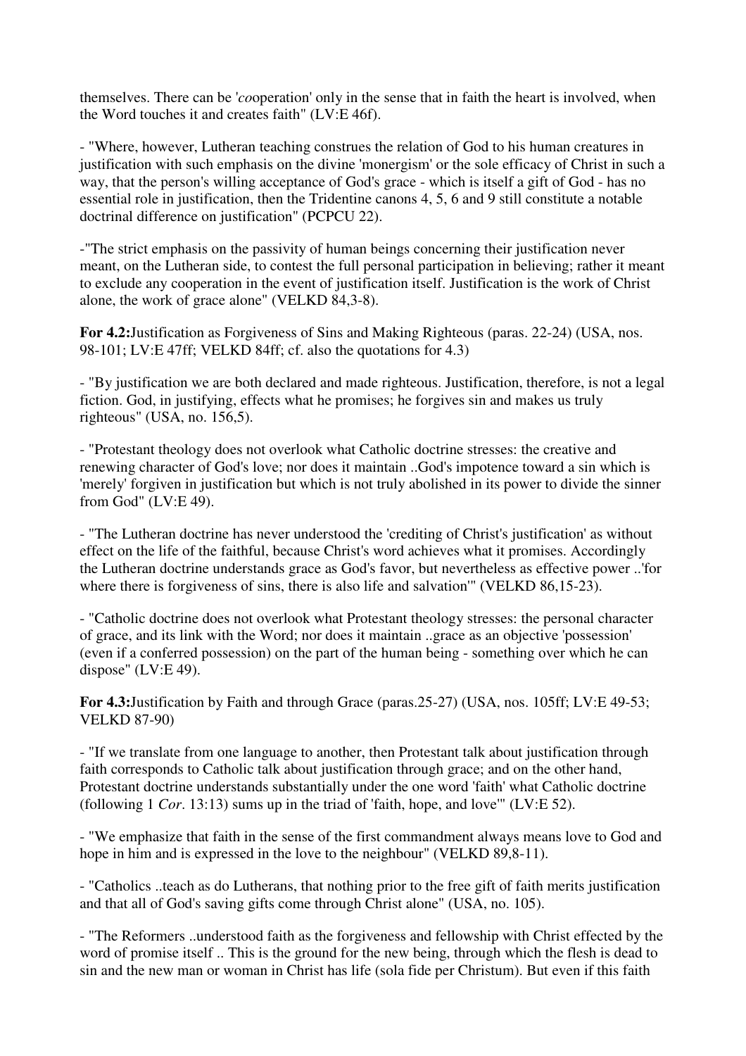themselves. There can be '*co*operation' only in the sense that in faith the heart is involved, when the Word touches it and creates faith" (LV:E 46f).

- "Where, however, Lutheran teaching construes the relation of God to his human creatures in justification with such emphasis on the divine 'monergism' or the sole efficacy of Christ in such a way, that the person's willing acceptance of God's grace - which is itself a gift of God - has no essential role in justification, then the Tridentine canons 4, 5, 6 and 9 still constitute a notable doctrinal difference on justification" (PCPCU 22).

-"The strict emphasis on the passivity of human beings concerning their justification never meant, on the Lutheran side, to contest the full personal participation in believing; rather it meant to exclude any cooperation in the event of justification itself. Justification is the work of Christ alone, the work of grace alone" (VELKD 84,3-8).

**For 4.2:** Justification as Forgiveness of Sins and Making Righteous (paras. 22-24) (USA, nos. 98-101; LV:E 47ff; VELKD 84ff; cf. also the quotations for 4.3)

- "By justification we are both declared and made righteous. Justification, therefore, is not a legal fiction. God, in justifying, effects what he promises; he forgives sin and makes us truly righteous" (USA, no. 156,5).

- "Protestant theology does not overlook what Catholic doctrine stresses: the creative and renewing character of God's love; nor does it maintain ..God's impotence toward a sin which is 'merely' forgiven in justification but which is not truly abolished in its power to divide the sinner from God" (LV:E 49).

- "The Lutheran doctrine has never understood the 'crediting of Christ's justification' as without effect on the life of the faithful, because Christ's word achieves what it promises. Accordingly the Lutheran doctrine understands grace as God's favor, but nevertheless as effective power ..'for where there is forgiveness of sins, there is also life and salvation'" (VELKD 86,15-23).

- "Catholic doctrine does not overlook what Protestant theology stresses: the personal character of grace, and its link with the Word; nor does it maintain ..grace as an objective 'possession' (even if a conferred possession) on the part of the human being - something over which he can dispose" (LV:E 49).

**For 4.3:** Justification by Faith and through Grace (paras.25-27) (USA, nos. 105ff; LV:E 49-53; VELKD 87-90)

- "If we translate from one language to another, then Protestant talk about justification through faith corresponds to Catholic talk about justification through grace; and on the other hand, Protestant doctrine understands substantially under the one word 'faith' what Catholic doctrine (following 1 *Cor*. 13:13) sums up in the triad of 'faith, hope, and love'" (LV:E 52).

- "We emphasize that faith in the sense of the first commandment always means love to God and hope in him and is expressed in the love to the neighbour" (VELKD 89,8-11).

- "Catholics ..teach as do Lutherans, that nothing prior to the free gift of faith merits justification and that all of God's saving gifts come through Christ alone" (USA, no. 105).

- "The Reformers ..understood faith as the forgiveness and fellowship with Christ effected by the word of promise itself .. This is the ground for the new being, through which the flesh is dead to sin and the new man or woman in Christ has life (sola fide per Christum). But even if this faith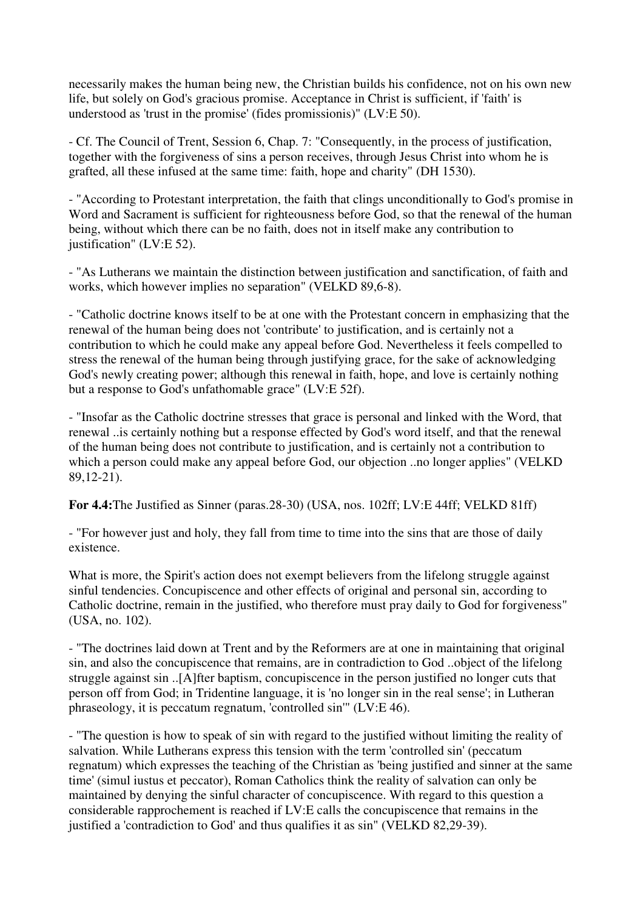necessarily makes the human being new, the Christian builds his confidence, not on his own new life, but solely on God's gracious promise. Acceptance in Christ is sufficient, if 'faith' is understood as 'trust in the promise' (fides promissionis)" (LV:E 50).

- Cf. The Council of Trent, Session 6, Chap. 7: "Consequently, in the process of justification, together with the forgiveness of sins a person receives, through Jesus Christ into whom he is grafted, all these infused at the same time: faith, hope and charity" (DH 1530).

- "According to Protestant interpretation, the faith that clings unconditionally to God's promise in Word and Sacrament is sufficient for righteousness before God, so that the renewal of the human being, without which there can be no faith, does not in itself make any contribution to justification" (LV:E 52).

- "As Lutherans we maintain the distinction between justification and sanctification, of faith and works, which however implies no separation" (VELKD 89,6-8).

- "Catholic doctrine knows itself to be at one with the Protestant concern in emphasizing that the renewal of the human being does not 'contribute' to justification, and is certainly not a contribution to which he could make any appeal before God. Nevertheless it feels compelled to stress the renewal of the human being through justifying grace, for the sake of acknowledging God's newly creating power; although this renewal in faith, hope, and love is certainly nothing but a response to God's unfathomable grace" (LV:E 52f).

- "Insofar as the Catholic doctrine stresses that grace is personal and linked with the Word, that renewal ..is certainly nothing but a response effected by God's word itself, and that the renewal of the human being does not contribute to justification, and is certainly not a contribution to which a person could make any appeal before God, our objection ..no longer applies" (VELKD 89,12-21).

**For 4.4:** The Justified as Sinner (paras.28-30) (USA, nos. 102ff; LV:E 44ff; VELKD 81ff)

- "For however just and holy, they fall from time to time into the sins that are those of daily existence.

What is more, the Spirit's action does not exempt believers from the lifelong struggle against sinful tendencies. Concupiscence and other effects of original and personal sin, according to Catholic doctrine, remain in the justified, who therefore must pray daily to God for forgiveness" (USA, no. 102).

- "The doctrines laid down at Trent and by the Reformers are at one in maintaining that original sin, and also the concupiscence that remains, are in contradiction to God ..object of the lifelong struggle against sin ..[A]fter baptism, concupiscence in the person justified no longer cuts that person off from God; in Tridentine language, it is 'no longer sin in the real sense'; in Lutheran phraseology, it is peccatum regnatum, 'controlled sin'" (LV:E 46).

- "The question is how to speak of sin with regard to the justified without limiting the reality of salvation. While Lutherans express this tension with the term 'controlled sin' (peccatum regnatum) which expresses the teaching of the Christian as 'being justified and sinner at the same time' (simul iustus et peccator), Roman Catholics think the reality of salvation can only be maintained by denying the sinful character of concupiscence. With regard to this question a considerable rapprochement is reached if LV:E calls the concupiscence that remains in the justified a 'contradiction to God' and thus qualifies it as sin" (VELKD 82,29-39).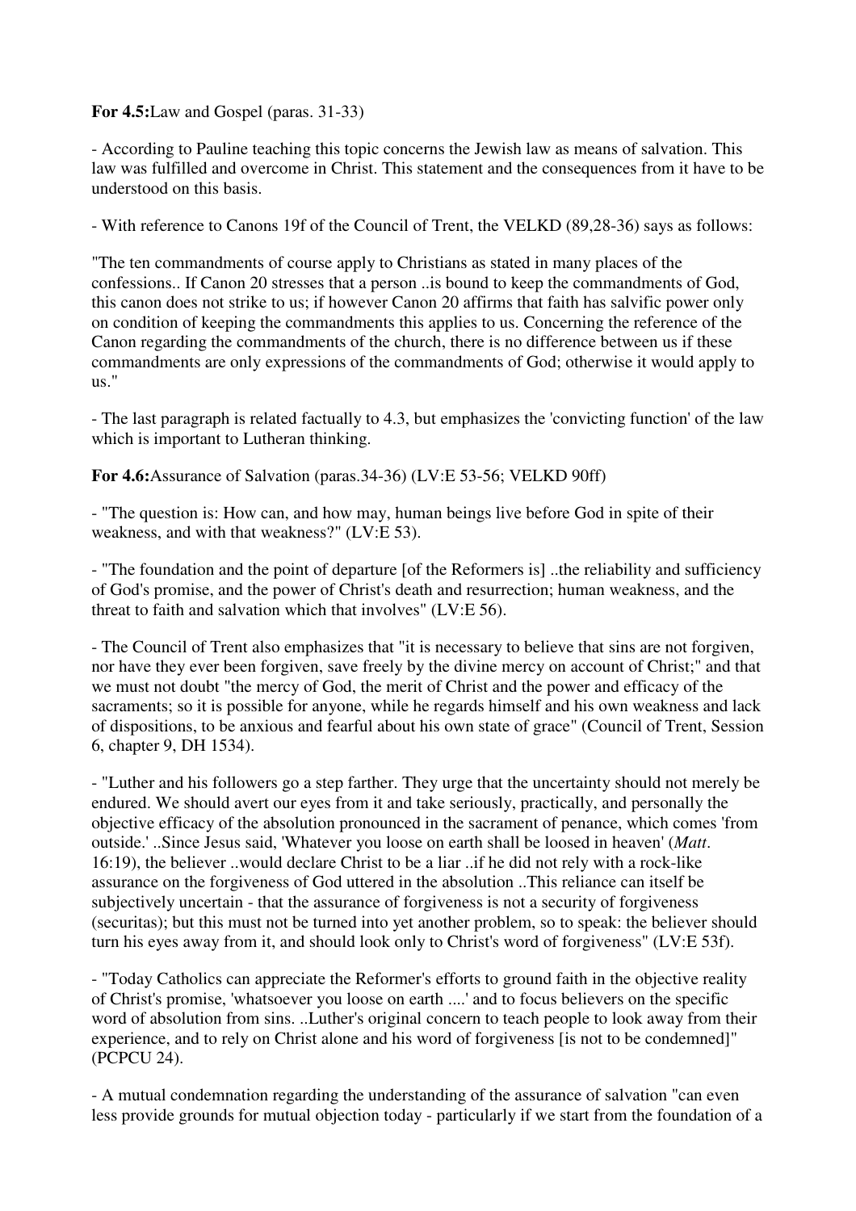**For 4.5:**Law and Gospel (paras. 31-33)

- According to Pauline teaching this topic concerns the Jewish law as means of salvation. This law was fulfilled and overcome in Christ. This statement and the consequences from it have to be understood on this basis.

- With reference to Canons 19f of the Council of Trent, the VELKD (89,28-36) says as follows:

"The ten commandments of course apply to Christians as stated in many places of the confessions.. If Canon 20 stresses that a person ..is bound to keep the commandments of God, this canon does not strike to us; if however Canon 20 affirms that faith has salvific power only on condition of keeping the commandments this applies to us. Concerning the reference of the Canon regarding the commandments of the church, there is no difference between us if these commandments are only expressions of the commandments of God; otherwise it would apply to us."

- The last paragraph is related factually to 4.3, but emphasizes the 'convicting function' of the law which is important to Lutheran thinking.

**For 4.6:**Assurance of Salvation (paras.34-36) (LV:E 53-56; VELKD 90ff)

- "The question is: How can, and how may, human beings live before God in spite of their weakness, and with that weakness?" (LV:E 53).

- "The foundation and the point of departure [of the Reformers is] ..the reliability and sufficiency of God's promise, and the power of Christ's death and resurrection; human weakness, and the threat to faith and salvation which that involves" (LV:E 56).

- The Council of Trent also emphasizes that "it is necessary to believe that sins are not forgiven, nor have they ever been forgiven, save freely by the divine mercy on account of Christ;" and that we must not doubt "the mercy of God, the merit of Christ and the power and efficacy of the sacraments; so it is possible for anyone, while he regards himself and his own weakness and lack of dispositions, to be anxious and fearful about his own state of grace" (Council of Trent, Session 6, chapter 9, DH 1534).

- "Luther and his followers go a step farther. They urge that the uncertainty should not merely be endured. We should avert our eyes from it and take seriously, practically, and personally the objective efficacy of the absolution pronounced in the sacrament of penance, which comes 'from outside.' ..Since Jesus said, 'Whatever you loose on earth shall be loosed in heaven' (*Matt*. 16:19), the believer ..would declare Christ to be a liar ..if he did not rely with a rock-like assurance on the forgiveness of God uttered in the absolution ..This reliance can itself be subjectively uncertain - that the assurance of forgiveness is not a security of forgiveness (securitas); but this must not be turned into yet another problem, so to speak: the believer should turn his eyes away from it, and should look only to Christ's word of forgiveness" (LV:E 53f).

- "Today Catholics can appreciate the Reformer's efforts to ground faith in the objective reality of Christ's promise, 'whatsoever you loose on earth ....' and to focus believers on the specific word of absolution from sins. ..Luther's original concern to teach people to look away from their experience, and to rely on Christ alone and his word of forgiveness [is not to be condemned]" (PCPCU 24).

- A mutual condemnation regarding the understanding of the assurance of salvation "can even less provide grounds for mutual objection today - particularly if we start from the foundation of a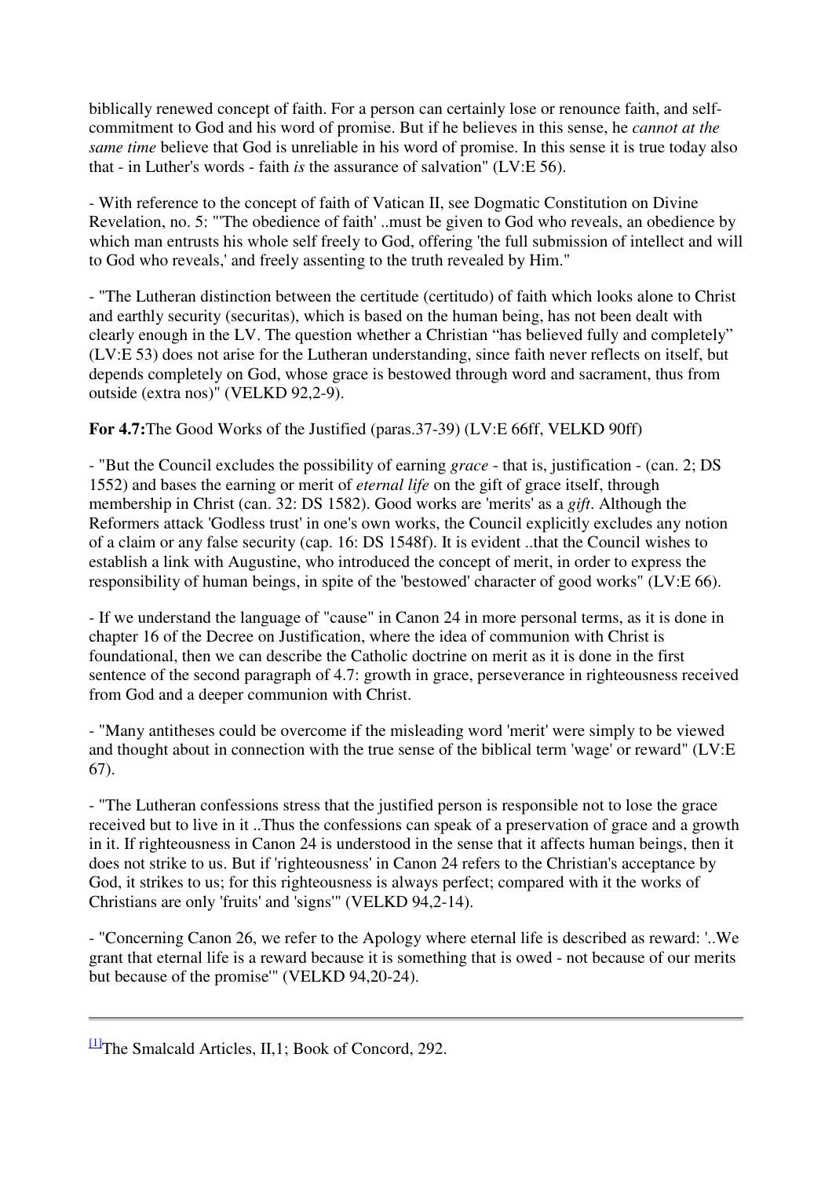biblically renewed concept of faith. For a person can certainly lose or renounce faith, and self-commitment to God and his word of promise. But if he believes in this sense, he *cannot at the same time* believe that God is unreliable in his word of promise. In this sense it is true today also that - in Luther's words - faith *is* the assurance of salvation" (LV:E 56).

- With reference to the concept of faith of Vatican II, see Dogmatic Constitution on Divine Revelation, no. 5: "'The obedience of faith' ..must be given to God who reveals, an obedience by which man entrusts his whole self freely to God, offering 'the full submission of intellect and will to God who reveals,' and freely assenting to the truth revealed by Him."

- "The Lutheran distinction between the certitude (certitudo) of faith which looks alone to Christ and earthly security (securitas), which is based on the human being, has not been dealt with clearly enough in the LV. The question whether a Christian "has believed fully and completely" (LV:E 53) does not arise for the Lutheran understanding, since faith never reflects on itself, but depends completely on God, whose grace is bestowed through word and sacrament, thus from outside (extra nos)" (VELKD 92,2-9).

**For 4.7:**The Good Works of the Justified (paras.37-39) (LV:E 66ff, VELKD 90ff)

- "But the Council excludes the possibility of earning *grace* - that is, justification - (can. 2; DS 1552) and bases the earning or merit of *eternal life* on the gift of grace itself, through membership in Christ (can. 32: DS 1582). Good works are 'merits' as a *gift*. Although the Reformers attack 'Godless trust' in one's own works, the Council explicitly excludes any notion of a claim or any false security (cap. 16: DS 1548f). It is evident ..that the Council wishes to establish a link with Augustine, who introduced the concept of merit, in order to express the responsibility of human beings, in spite of the 'bestowed' character of good works" (LV:E 66).

- If we understand the language of "cause" in Canon 24 in more personal terms, as it is done in chapter 16 of the Decree on Justification, where the idea of communion with Christ is foundational, then we can describe the Catholic doctrine on merit as it is done in the first sentence of the second paragraph of 4.7: growth in grace, perseverance in righteousness received from God and a deeper communion with Christ.

- "Many antitheses could be overcome if the misleading word 'merit' were simply to be viewed and thought about in connection with the true sense of the biblical term 'wage' or reward" (LV:E 67).

- "The Lutheran confessions stress that the justified person is responsible not to lose the grace received but to live in it ..Thus the confessions can speak of a preservation of grace and a growth in it. If righteousness in Canon 24 is understood in the sense that it affects human beings, then it does not strike to us. But if 'righteousness' in Canon 24 refers to the Christian's acceptance by God, it strikes to us; for this righteousness is always perfect; compared with it the works of Christians are only 'fruits' and 'signs'" (VELKD 94,2-14).

- "Concerning Canon 26, we refer to the Apology where eternal life is described as reward: '..We grant that eternal life is a reward because it is something that is owed - not because of our merits but because of the promise'" (VELKD 94,20-24).

---

[1]The Smalcald Articles, II,1; Book of Concord, 292.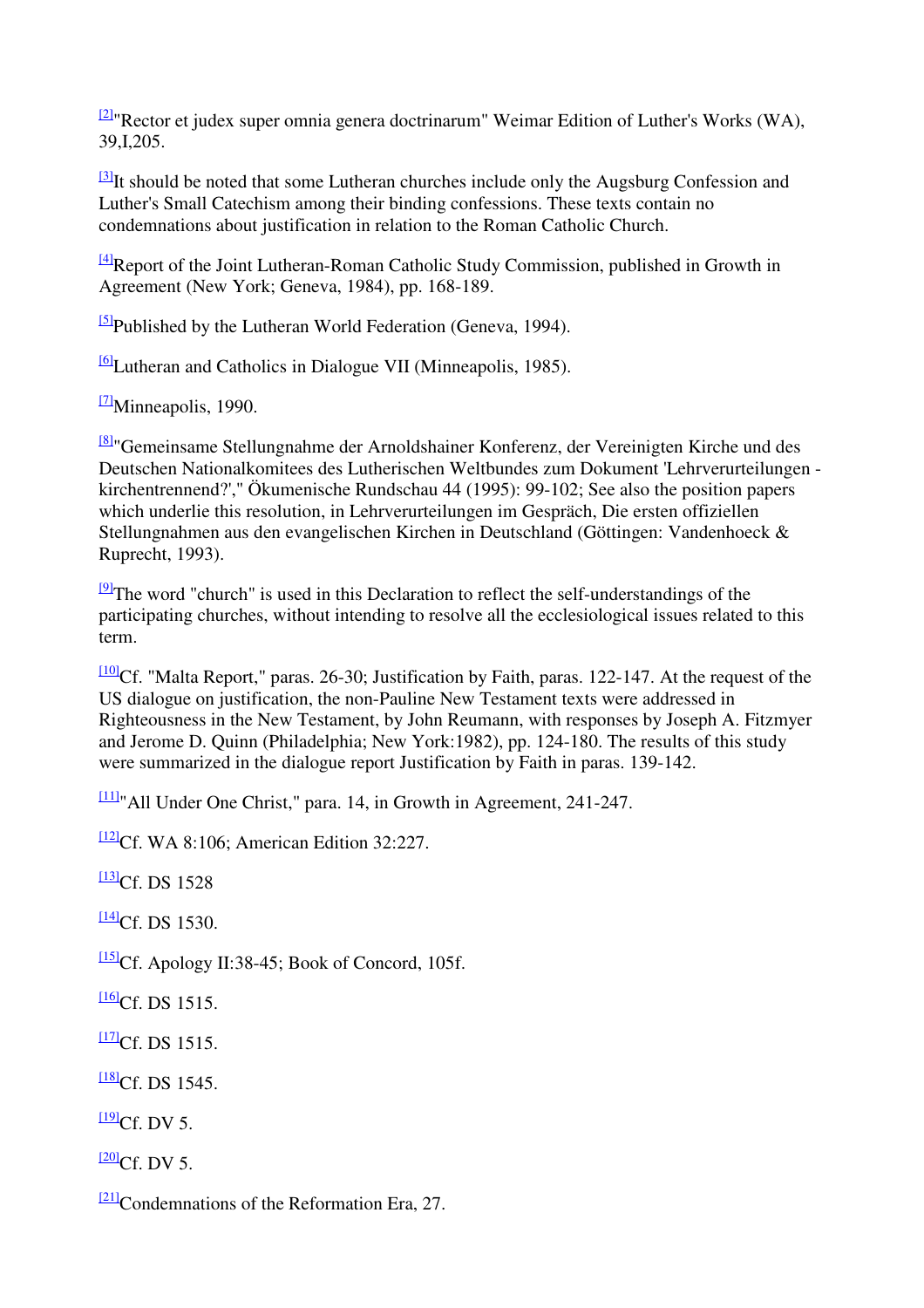[2]"Rector et judex super omnia genera doctrinarum" Weimar Edition of Luther's Works (WA), 39,I,205.

[3]It should be noted that some Lutheran churches include only the Augsburg Confession and Luther's Small Catechism among their binding confessions. These texts contain no condemnations about justification in relation to the Roman Catholic Church.

[4]Report of the Joint Lutheran-Roman Catholic Study Commission, published in Growth in Agreement (New York; Geneva, 1984), pp. 168-189.

[5]Published by the Lutheran World Federation (Geneva, 1994).

[6]Lutheran and Catholics in Dialogue VII (Minneapolis, 1985).

[7]Minneapolis, 1990.

[8]"Gemeinsame Stellungnahme der Arnoldshainer Konferenz, der Vereinigten Kirche und des Deutschen Nationalkomitees des Lutherischen Weltbundes zum Dokument 'Lehrverurteilungen - kirchentrennend?'," Ökumenische Rundschau 44 (1995): 99-102; See also the position papers which underlie this resolution, in Lehrverurteilungen im Gespräch, Die ersten offiziellen Stellungnahmen aus den evangelischen Kirchen in Deutschland (Göttingen: Vandenhoeck & Ruprecht, 1993).

[9]The word "church" is used in this Declaration to reflect the self-understandings of the participating churches, without intending to resolve all the ecclesiological issues related to this term.

[10]Cf. "Malta Report," paras. 26-30; Justification by Faith, paras. 122-147. At the request of the US dialogue on justification, the non-Pauline New Testament texts were addressed in Righteousness in the New Testament, by John Reumann, with responses by Joseph A. Fitzmyer and Jerome D. Quinn (Philadelphia; New York:1982), pp. 124-180. The results of this study were summarized in the dialogue report Justification by Faith in paras. 139-142.

[11]"All Under One Christ," para. 14, in Growth in Agreement, 241-247.

[12]Cf. WA 8:106; American Edition 32:227.

[13]Cf. DS 1528

[14]Cf. DS 1530.

[15]Cf. Apology II:38-45; Book of Concord, 105f.

[16]Cf. DS 1515.

[17]Cf. DS 1515.

[18]Cf. DS 1545.

[19]Cf. DV 5.

[20]Cf. DV 5.

[21]Condemnations of the Reformation Era, 27.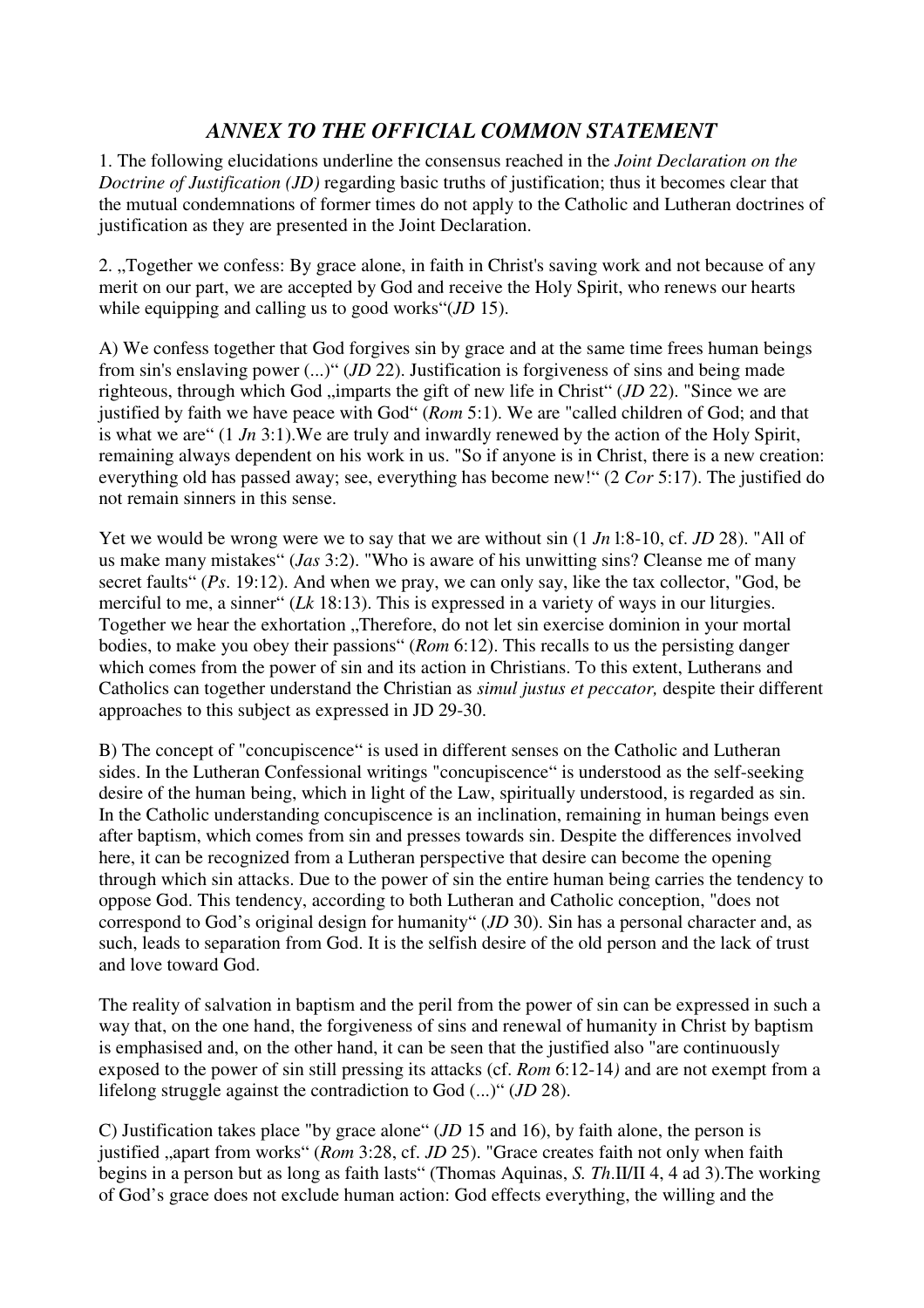## *ANNEX TO THE OFFICIAL COMMON STATEMENT*

1. The following elucidations underline the consensus reached in the *Joint Declaration on the Doctrine of Justification (JD)* regarding basic truths of justification; thus it becomes clear that the mutual condemnations of former times do not apply to the Catholic and Lutheran doctrines of justification as they are presented in the Joint Declaration.

2. „Together we confess: By grace alone, in faith in Christ's saving work and not because of any merit on our part, we are accepted by God and receive the Holy Spirit, who renews our hearts while equipping and calling us to good works"(*JD* 15).

A) We confess together that God forgives sin by grace and at the same time frees human beings from sin's enslaving power (...)" (*JD* 22). Justification is forgiveness of sins and being made righteous, through which God „imparts the gift of new life in Christ" (*JD* 22). "Since we are justified by faith we have peace with God" (*Rom* 5:1). We are "called children of God; and that is what we are" (1 *Jn* 3:1).We are truly and inwardly renewed by the action of the Holy Spirit, remaining always dependent on his work in us. "So if anyone is in Christ, there is a new creation: everything old has passed away; see, everything has become new!" (2 *Cor* 5:17). The justified do not remain sinners in this sense.

Yet we would be wrong were we to say that we are without sin (1 *Jn* l:8-10, cf. *JD* 28). "All of us make many mistakes" (*Jas* 3:2). "Who is aware of his unwitting sins? Cleanse me of many secret faults" (*Ps*. 19:12). And when we pray, we can only say, like the tax collector, "God, be merciful to me, a sinner" (*Lk* 18:13). This is expressed in a variety of ways in our liturgies. Together we hear the exhortation „Therefore, do not let sin exercise dominion in your mortal bodies, to make you obey their passions" (*Rom* 6:12). This recalls to us the persisting danger which comes from the power of sin and its action in Christians. To this extent, Lutherans and Catholics can together understand the Christian as *simul justus et peccator,* despite their different approaches to this subject as expressed in JD 29-30.

B) The concept of "concupiscence" is used in different senses on the Catholic and Lutheran sides. In the Lutheran Confessional writings "concupiscence" is understood as the self-seeking desire of the human being, which in light of the Law, spiritually understood, is regarded as sin. In the Catholic understanding concupiscence is an inclination, remaining in human beings even after baptism, which comes from sin and presses towards sin. Despite the differences involved here, it can be recognized from a Lutheran perspective that desire can become the opening through which sin attacks. Due to the power of sin the entire human being carries the tendency to oppose God. This tendency, according to both Lutheran and Catholic conception, "does not correspond to God's original design for humanity" (*JD* 30). Sin has a personal character and, as such, leads to separation from God. It is the selfish desire of the old person and the lack of trust and love toward God.

The reality of salvation in baptism and the peril from the power of sin can be expressed in such a way that, on the one hand, the forgiveness of sins and renewal of humanity in Christ by baptism is emphasised and, on the other hand, it can be seen that the justified also "are continuously exposed to the power of sin still pressing its attacks (cf. *Rom* 6:12-14*)* and are not exempt from a lifelong struggle against the contradiction to God (...)" (*JD* 28).

C) Justification takes place "by grace alone" (*JD* 15 and 16), by faith alone, the person is justified „apart from works" (*Rom* 3:28, cf. *JD* 25). "Grace creates faith not only when faith begins in a person but as long as faith lasts" (Thomas Aquinas, *S. Th*.II/II 4, 4 ad 3).The working of God's grace does not exclude human action: God effects everything, the willing and the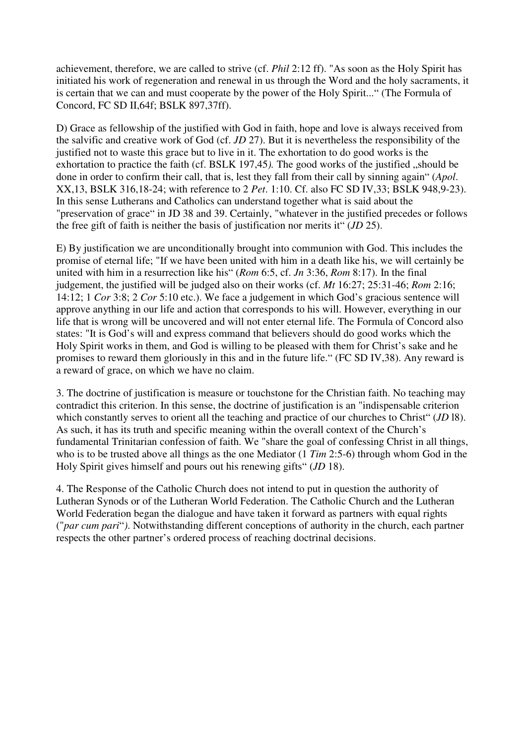achievement, therefore, we are called to strive (cf. *Phil* 2:12 ff). "As soon as the Holy Spirit has initiated his work of regeneration and renewal in us through the Word and the holy sacraments, it is certain that we can and must cooperate by the power of the Holy Spirit..." (The Formula of Concord, FC SD II,64f; BSLK 897,37ff).

D) Grace as fellowship of the justified with God in faith, hope and love is always received from the salvific and creative work of God (cf. *JD* 27). But it is nevertheless the responsibility of the justified not to waste this grace but to live in it. The exhortation to do good works is the exhortation to practice the faith (cf. BSLK 197,45*).* The good works of the justified „should be done in order to confirm their call, that is, lest they fall from their call by sinning again" (*Apol*. XX,13, BSLK 316,18-24; with reference to 2 *Pet*. 1:10. Cf. also FC SD IV,33; BSLK 948,9-23). In this sense Lutherans and Catholics can understand together what is said about the "preservation of grace" in JD 38 and 39. Certainly, "whatever in the justified precedes or follows the free gift of faith is neither the basis of justification nor merits it" (*JD* 25).

E) By justification we are unconditionally brought into communion with God. This includes the promise of eternal life; "If we have been united with him in a death like his, we will certainly be united with him in a resurrection like his" (*Rom* 6:5, cf. *Jn* 3:36, *Rom* 8:17). In the final judgement, the justified will be judged also on their works (cf. *Mt* 16:27; 25:31-46; *Rom* 2:16; 14:12; 1 *Cor* 3:8; 2 *Cor* 5:10 etc.). We face a judgement in which God's gracious sentence will approve anything in our life and action that corresponds to his will. However, everything in our life that is wrong will be uncovered and will not enter eternal life. The Formula of Concord also states: "It is God's will and express command that believers should do good works which the Holy Spirit works in them, and God is willing to be pleased with them for Christ's sake and he promises to reward them gloriously in this and in the future life." (FC SD IV,38). Any reward is a reward of grace, on which we have no claim.

3. The doctrine of justification is measure or touchstone for the Christian faith. No teaching may contradict this criterion. In this sense, the doctrine of justification is an "indispensable criterion which constantly serves to orient all the teaching and practice of our churches to Christ" (*JD* l8). As such, it has its truth and specific meaning within the overall context of the Church's fundamental Trinitarian confession of faith. We "share the goal of confessing Christ in all things, who is to be trusted above all things as the one Mediator (1 *Tim* 2:5-6) through whom God in the Holy Spirit gives himself and pours out his renewing gifts" (*JD* 18).

4. The Response of the Catholic Church does not intend to put in question the authority of Lutheran Synods or of the Lutheran World Federation. The Catholic Church and the Lutheran World Federation began the dialogue and have taken it forward as partners with equal rights ("*par cum pari*"*).* Notwithstanding different conceptions of authority in the church, each partner respects the other partner's ordered process of reaching doctrinal decisions.